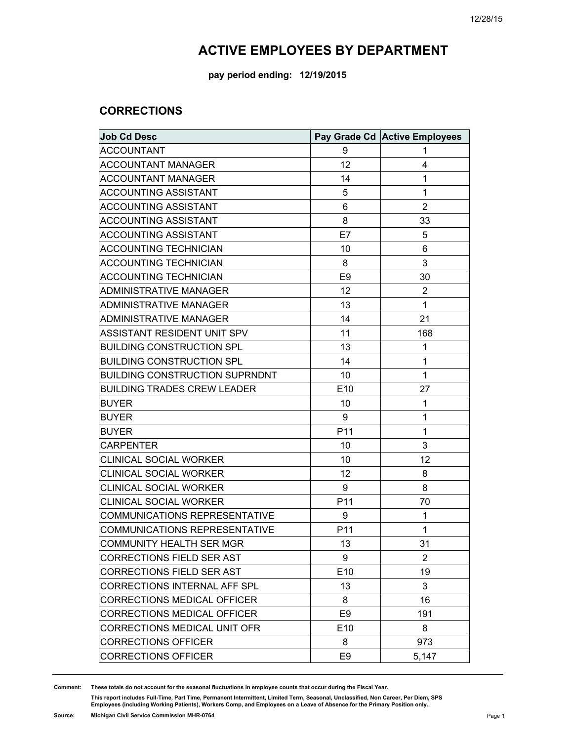# ACTIVE EMPLOYEES BY DEPARTMENT

**pay period ending: 12/19/2015**

## CORRECTIONS

| Job Cd Desc | Pay Grade Cd | Active Employees |
|---|---|---|
| ACCOUNTANT | 9 | 1 |
| ACCOUNTANT MANAGER | 12 | 4 |
| ACCOUNTANT MANAGER | 14 | 1 |
| ACCOUNTING ASSISTANT | 5 | 1 |
| ACCOUNTING ASSISTANT | 6 | 2 |
| ACCOUNTING ASSISTANT | 8 | 33 |
| ACCOUNTING ASSISTANT | E7 | 5 |
| ACCOUNTING TECHNICIAN | 10 | 6 |
| ACCOUNTING TECHNICIAN | 8 | 3 |
| ACCOUNTING TECHNICIAN | E9 | 30 |
| ADMINISTRATIVE MANAGER | 12 | 2 |
| ADMINISTRATIVE MANAGER | 13 | 1 |
| ADMINISTRATIVE MANAGER | 14 | 21 |
| ASSISTANT RESIDENT UNIT SPV | 11 | 168 |
| BUILDING CONSTRUCTION SPL | 13 | 1 |
| BUILDING CONSTRUCTION SPL | 14 | 1 |
| BUILDING CONSTRUCTION SUPRNDNT | 10 | 1 |
| BUILDING TRADES CREW LEADER | E10 | 27 |
| BUYER | 10 | 1 |
| BUYER | 9 | 1 |
| BUYER | P11 | 1 |
| CARPENTER | 10 | 3 |
| CLINICAL SOCIAL WORKER | 10 | 12 |
| CLINICAL SOCIAL WORKER | 12 | 8 |
| CLINICAL SOCIAL WORKER | 9 | 8 |
| CLINICAL SOCIAL WORKER | P11 | 70 |
| COMMUNICATIONS REPRESENTATIVE | 9 | 1 |
| COMMUNICATIONS REPRESENTATIVE | P11 | 1 |
| COMMUNITY HEALTH SER MGR | 13 | 31 |
| CORRECTIONS FIELD SER AST | 9 | 2 |
| CORRECTIONS FIELD SER AST | E10 | 19 |
| CORRECTIONS INTERNAL AFF SPL | 13 | 3 |
| CORRECTIONS MEDICAL OFFICER | 8 | 16 |
| CORRECTIONS MEDICAL OFFICER | E9 | 191 |
| CORRECTIONS MEDICAL UNIT OFR | E10 | 8 |
| CORRECTIONS OFFICER | 8 | 973 |
| CORRECTIONS OFFICER | E9 | 5,147 |

**Comment:** These totals do not account for the seasonal fluctuations in employee counts that occur during the Fiscal Year.

This report includes Full-Time, Part Time, Permanent Intermittent, Limited Term, Seasonal, Unclassified, Non Career, Per Diem, SPS Employees (including Working Patients), Workers Comp, and Employees on a Leave of Absence for the Primary Position only.

**Source:** Michigan Civil Service Commission MHR-0764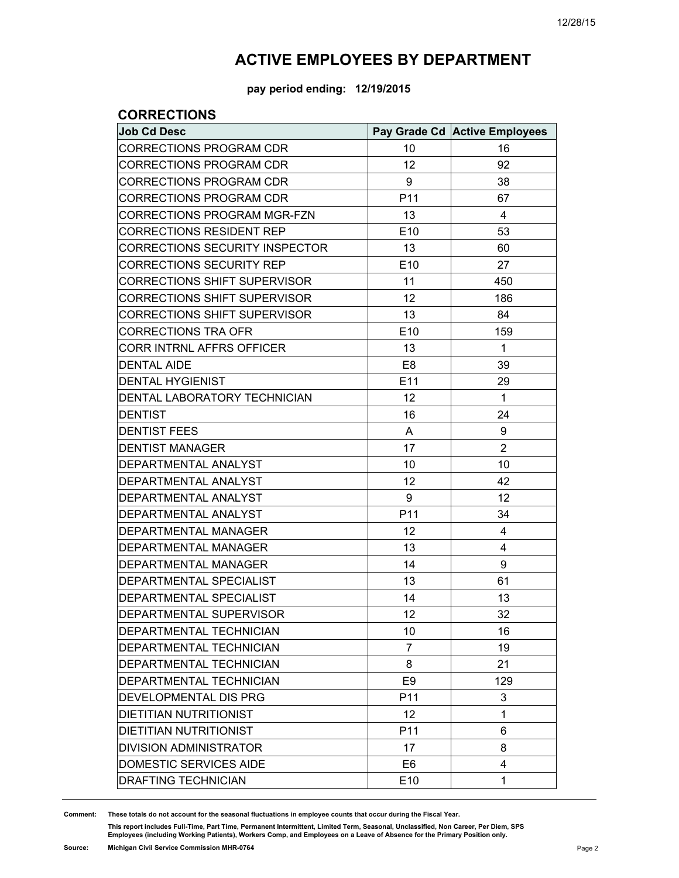# ACTIVE EMPLOYEES BY DEPARTMENT

**pay period ending: 12/19/2015**

## CORRECTIONS

| Job Cd Desc | Pay Grade Cd | Active Employees |
|---|---|---|
| CORRECTIONS PROGRAM CDR | 10 | 16 |
| CORRECTIONS PROGRAM CDR | 12 | 92 |
| CORRECTIONS PROGRAM CDR | 9 | 38 |
| CORRECTIONS PROGRAM CDR | P11 | 67 |
| CORRECTIONS PROGRAM MGR-FZN | 13 | 4 |
| CORRECTIONS RESIDENT REP | E10 | 53 |
| CORRECTIONS SECURITY INSPECTOR | 13 | 60 |
| CORRECTIONS SECURITY REP | E10 | 27 |
| CORRECTIONS SHIFT SUPERVISOR | 11 | 450 |
| CORRECTIONS SHIFT SUPERVISOR | 12 | 186 |
| CORRECTIONS SHIFT SUPERVISOR | 13 | 84 |
| CORRECTIONS TRA OFR | E10 | 159 |
| CORR INTRNL AFFRS OFFICER | 13 | 1 |
| DENTAL AIDE | E8 | 39 |
| DENTAL HYGIENIST | E11 | 29 |
| DENTAL LABORATORY TECHNICIAN | 12 | 1 |
| DENTIST | 16 | 24 |
| DENTIST FEES | A | 9 |
| DENTIST MANAGER | 17 | 2 |
| DEPARTMENTAL ANALYST | 10 | 10 |
| DEPARTMENTAL ANALYST | 12 | 42 |
| DEPARTMENTAL ANALYST | 9 | 12 |
| DEPARTMENTAL ANALYST | P11 | 34 |
| DEPARTMENTAL MANAGER | 12 | 4 |
| DEPARTMENTAL MANAGER | 13 | 4 |
| DEPARTMENTAL MANAGER | 14 | 9 |
| DEPARTMENTAL SPECIALIST | 13 | 61 |
| DEPARTMENTAL SPECIALIST | 14 | 13 |
| DEPARTMENTAL SUPERVISOR | 12 | 32 |
| DEPARTMENTAL TECHNICIAN | 10 | 16 |
| DEPARTMENTAL TECHNICIAN | 7 | 19 |
| DEPARTMENTAL TECHNICIAN | 8 | 21 |
| DEPARTMENTAL TECHNICIAN | E9 | 129 |
| DEVELOPMENTAL DIS PRG | P11 | 3 |
| DIETITIAN NUTRITIONIST | 12 | 1 |
| DIETITIAN NUTRITIONIST | P11 | 6 |
| DIVISION ADMINISTRATOR | 17 | 8 |
| DOMESTIC SERVICES AIDE | E6 | 4 |
| DRAFTING TECHNICIAN | E10 | 1 |

**Comment:** These totals do not account for the seasonal fluctuations in employee counts that occur during the Fiscal Year.

This report includes Full-Time, Part Time, Permanent Intermittent, Limited Term, Seasonal, Unclassified, Non Career, Per Diem, SPS Employees (including Working Patients), Workers Comp, and Employees on a Leave of Absence for the Primary Position only.

**Source:** Michigan Civil Service Commission MHR-0764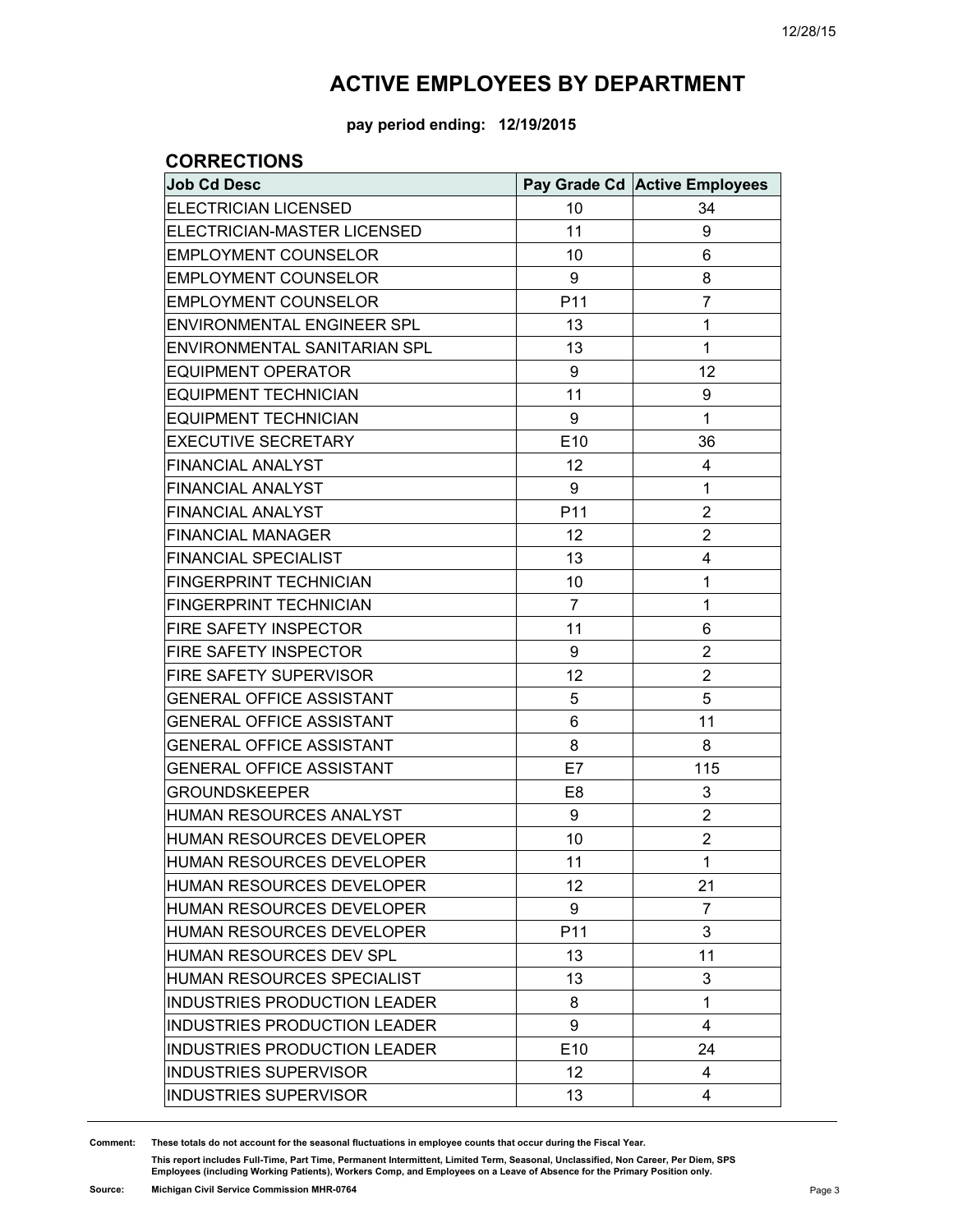# ACTIVE EMPLOYEES BY DEPARTMENT

**pay period ending: 12/19/2015**

## CORRECTIONS

| Job Cd Desc | Pay Grade Cd | Active Employees |
|---|---|---|
| ELECTRICIAN LICENSED | 10 | 34 |
| ELECTRICIAN-MASTER LICENSED | 11 | 9 |
| EMPLOYMENT COUNSELOR | 10 | 6 |
| EMPLOYMENT COUNSELOR | 9 | 8 |
| EMPLOYMENT COUNSELOR | P11 | 7 |
| ENVIRONMENTAL ENGINEER SPL | 13 | 1 |
| ENVIRONMENTAL SANITARIAN SPL | 13 | 1 |
| EQUIPMENT OPERATOR | 9 | 12 |
| EQUIPMENT TECHNICIAN | 11 | 9 |
| EQUIPMENT TECHNICIAN | 9 | 1 |
| EXECUTIVE SECRETARY | E10 | 36 |
| FINANCIAL ANALYST | 12 | 4 |
| FINANCIAL ANALYST | 9 | 1 |
| FINANCIAL ANALYST | P11 | 2 |
| FINANCIAL MANAGER | 12 | 2 |
| FINANCIAL SPECIALIST | 13 | 4 |
| FINGERPRINT TECHNICIAN | 10 | 1 |
| FINGERPRINT TECHNICIAN | 7 | 1 |
| FIRE SAFETY INSPECTOR | 11 | 6 |
| FIRE SAFETY INSPECTOR | 9 | 2 |
| FIRE SAFETY SUPERVISOR | 12 | 2 |
| GENERAL OFFICE ASSISTANT | 5 | 5 |
| GENERAL OFFICE ASSISTANT | 6 | 11 |
| GENERAL OFFICE ASSISTANT | 8 | 8 |
| GENERAL OFFICE ASSISTANT | E7 | 115 |
| GROUNDSKEEPER | E8 | 3 |
| HUMAN RESOURCES ANALYST | 9 | 2 |
| HUMAN RESOURCES DEVELOPER | 10 | 2 |
| HUMAN RESOURCES DEVELOPER | 11 | 1 |
| HUMAN RESOURCES DEVELOPER | 12 | 21 |
| HUMAN RESOURCES DEVELOPER | 9 | 7 |
| HUMAN RESOURCES DEVELOPER | P11 | 3 |
| HUMAN RESOURCES DEV SPL | 13 | 11 |
| HUMAN RESOURCES SPECIALIST | 13 | 3 |
| INDUSTRIES PRODUCTION LEADER | 8 | 1 |
| INDUSTRIES PRODUCTION LEADER | 9 | 4 |
| INDUSTRIES PRODUCTION LEADER | E10 | 24 |
| INDUSTRIES SUPERVISOR | 12 | 4 |
| INDUSTRIES SUPERVISOR | 13 | 4 |

**Comment:** **These totals do not account for the seasonal fluctuations in employee counts that occur during the Fiscal Year.**

**This report includes Full-Time, Part Time, Permanent Intermittent, Limited Term, Seasonal, Unclassified, Non Career, Per Diem, SPS Employees (including Working Patients), Workers Comp, and Employees on a Leave of Absence for the Primary Position only.**

**Source:** **Michigan Civil Service Commission MHR-0764**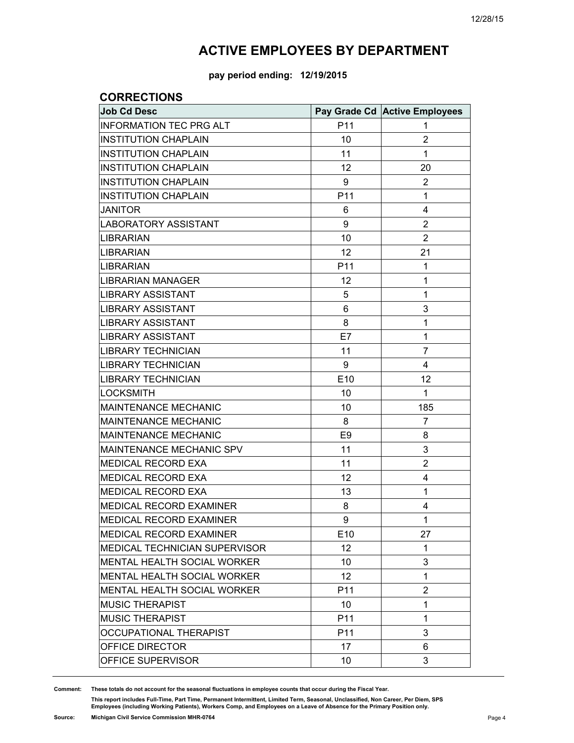# ACTIVE EMPLOYEES BY DEPARTMENT

**pay period ending: 12/19/2015**

## CORRECTIONS

| Job Cd Desc | Pay Grade Cd | Active Employees |
|---|---|---|
| INFORMATION TEC PRG ALT | P11 | 1 |
| INSTITUTION CHAPLAIN | 10 | 2 |
| INSTITUTION CHAPLAIN | 11 | 1 |
| INSTITUTION CHAPLAIN | 12 | 20 |
| INSTITUTION CHAPLAIN | 9 | 2 |
| INSTITUTION CHAPLAIN | P11 | 1 |
| JANITOR | 6 | 4 |
| LABORATORY ASSISTANT | 9 | 2 |
| LIBRARIAN | 10 | 2 |
| LIBRARIAN | 12 | 21 |
| LIBRARIAN | P11 | 1 |
| LIBRARIAN MANAGER | 12 | 1 |
| LIBRARY ASSISTANT | 5 | 1 |
| LIBRARY ASSISTANT | 6 | 3 |
| LIBRARY ASSISTANT | 8 | 1 |
| LIBRARY ASSISTANT | E7 | 1 |
| LIBRARY TECHNICIAN | 11 | 7 |
| LIBRARY TECHNICIAN | 9 | 4 |
| LIBRARY TECHNICIAN | E10 | 12 |
| LOCKSMITH | 10 | 1 |
| MAINTENANCE MECHANIC | 10 | 185 |
| MAINTENANCE MECHANIC | 8 | 7 |
| MAINTENANCE MECHANIC | E9 | 8 |
| MAINTENANCE MECHANIC SPV | 11 | 3 |
| MEDICAL RECORD EXA | 11 | 2 |
| MEDICAL RECORD EXA | 12 | 4 |
| MEDICAL RECORD EXA | 13 | 1 |
| MEDICAL RECORD EXAMINER | 8 | 4 |
| MEDICAL RECORD EXAMINER | 9 | 1 |
| MEDICAL RECORD EXAMINER | E10 | 27 |
| MEDICAL TECHNICIAN SUPERVISOR | 12 | 1 |
| MENTAL HEALTH SOCIAL WORKER | 10 | 3 |
| MENTAL HEALTH SOCIAL WORKER | 12 | 1 |
| MENTAL HEALTH SOCIAL WORKER | P11 | 2 |
| MUSIC THERAPIST | 10 | 1 |
| MUSIC THERAPIST | P11 | 1 |
| OCCUPATIONAL THERAPIST | P11 | 3 |
| OFFICE DIRECTOR | 17 | 6 |
| OFFICE SUPERVISOR | 10 | 3 |

**Comment:** These totals do not account for the seasonal fluctuations in employee counts that occur during the Fiscal Year.

This report includes Full-Time, Part Time, Permanent Intermittent, Limited Term, Seasonal, Unclassified, Non Career, Per Diem, SPS Employees (including Working Patients), Workers Comp, and Employees on a Leave of Absence for the Primary Position only.

**Source:** Michigan Civil Service Commission MHR-0764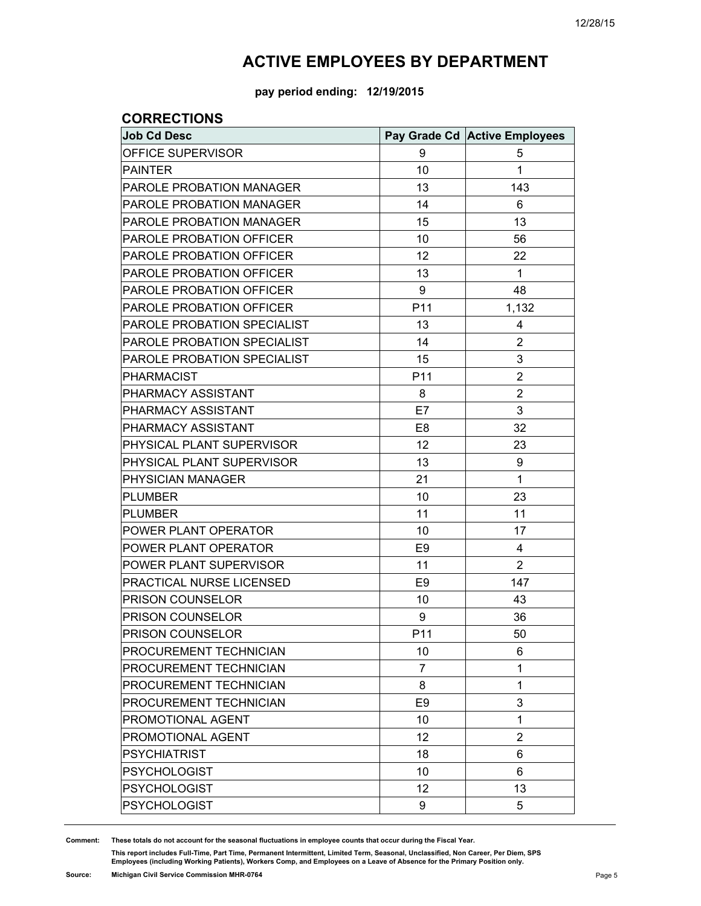# ACTIVE EMPLOYEES BY DEPARTMENT

**pay period ending: 12/19/2015**

## CORRECTIONS

| Job Cd Desc | Pay Grade Cd | Active Employees |
|---|---|---|
| OFFICE SUPERVISOR | 9 | 5 |
| PAINTER | 10 | 1 |
| PAROLE PROBATION MANAGER | 13 | 143 |
| PAROLE PROBATION MANAGER | 14 | 6 |
| PAROLE PROBATION MANAGER | 15 | 13 |
| PAROLE PROBATION OFFICER | 10 | 56 |
| PAROLE PROBATION OFFICER | 12 | 22 |
| PAROLE PROBATION OFFICER | 13 | 1 |
| PAROLE PROBATION OFFICER | 9 | 48 |
| PAROLE PROBATION OFFICER | P11 | 1,132 |
| PAROLE PROBATION SPECIALIST | 13 | 4 |
| PAROLE PROBATION SPECIALIST | 14 | 2 |
| PAROLE PROBATION SPECIALIST | 15 | 3 |
| PHARMACIST | P11 | 2 |
| PHARMACY ASSISTANT | 8 | 2 |
| PHARMACY ASSISTANT | E7 | 3 |
| PHARMACY ASSISTANT | E8 | 32 |
| PHYSICAL PLANT SUPERVISOR | 12 | 23 |
| PHYSICAL PLANT SUPERVISOR | 13 | 9 |
| PHYSICIAN MANAGER | 21 | 1 |
| PLUMBER | 10 | 23 |
| PLUMBER | 11 | 11 |
| POWER PLANT OPERATOR | 10 | 17 |
| POWER PLANT OPERATOR | E9 | 4 |
| POWER PLANT SUPERVISOR | 11 | 2 |
| PRACTICAL NURSE LICENSED | E9 | 147 |
| PRISON COUNSELOR | 10 | 43 |
| PRISON COUNSELOR | 9 | 36 |
| PRISON COUNSELOR | P11 | 50 |
| PROCUREMENT TECHNICIAN | 10 | 6 |
| PROCUREMENT TECHNICIAN | 7 | 1 |
| PROCUREMENT TECHNICIAN | 8 | 1 |
| PROCUREMENT TECHNICIAN | E9 | 3 |
| PROMOTIONAL AGENT | 10 | 1 |
| PROMOTIONAL AGENT | 12 | 2 |
| PSYCHIATRIST | 18 | 6 |
| PSYCHOLOGIST | 10 | 6 |
| PSYCHOLOGIST | 12 | 13 |
| PSYCHOLOGIST | 9 | 5 |

**Comment:** These totals do not account for the seasonal fluctuations in employee counts that occur during the Fiscal Year.

This report includes Full-Time, Part Time, Permanent Intermittent, Limited Term, Seasonal, Unclassified, Non Career, Per Diem, SPS Employees (including Working Patients), Workers Comp, and Employees on a Leave of Absence for the Primary Position only.

**Source:** Michigan Civil Service Commission MHR-0764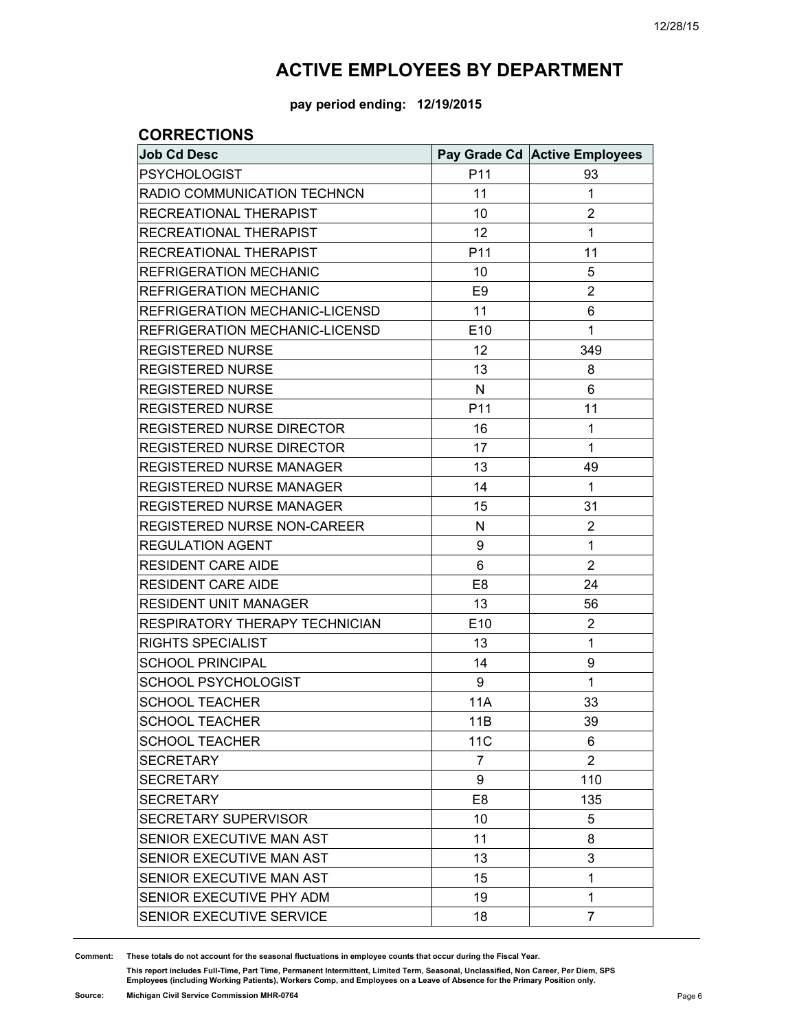# ACTIVE EMPLOYEES BY DEPARTMENT

**pay period ending: 12/19/2015**

## CORRECTIONS

| Job Cd Desc | Pay Grade Cd | Active Employees |
|---|---|---|
| PSYCHOLOGIST | P11 | 93 |
| RADIO COMMUNICATION TECHNCN | 11 | 1 |
| RECREATIONAL THERAPIST | 10 | 2 |
| RECREATIONAL THERAPIST | 12 | 1 |
| RECREATIONAL THERAPIST | P11 | 11 |
| REFRIGERATION MECHANIC | 10 | 5 |
| REFRIGERATION MECHANIC | E9 | 2 |
| REFRIGERATION MECHANIC-LICENSD | 11 | 6 |
| REFRIGERATION MECHANIC-LICENSD | E10 | 1 |
| REGISTERED NURSE | 12 | 349 |
| REGISTERED NURSE | 13 | 8 |
| REGISTERED NURSE | N | 6 |
| REGISTERED NURSE | P11 | 11 |
| REGISTERED NURSE DIRECTOR | 16 | 1 |
| REGISTERED NURSE DIRECTOR | 17 | 1 |
| REGISTERED NURSE MANAGER | 13 | 49 |
| REGISTERED NURSE MANAGER | 14 | 1 |
| REGISTERED NURSE MANAGER | 15 | 31 |
| REGISTERED NURSE NON-CAREER | N | 2 |
| REGULATION AGENT | 9 | 1 |
| RESIDENT CARE AIDE | 6 | 2 |
| RESIDENT CARE AIDE | E8 | 24 |
| RESIDENT UNIT MANAGER | 13 | 56 |
| RESPIRATORY THERAPY TECHNICIAN | E10 | 2 |
| RIGHTS SPECIALIST | 13 | 1 |
| SCHOOL PRINCIPAL | 14 | 9 |
| SCHOOL PSYCHOLOGIST | 9 | 1 |
| SCHOOL TEACHER | 11A | 33 |
| SCHOOL TEACHER | 11B | 39 |
| SCHOOL TEACHER | 11C | 6 |
| SECRETARY | 7 | 2 |
| SECRETARY | 9 | 110 |
| SECRETARY | E8 | 135 |
| SECRETARY SUPERVISOR | 10 | 5 |
| SENIOR EXECUTIVE MAN AST | 11 | 8 |
| SENIOR EXECUTIVE MAN AST | 13 | 3 |
| SENIOR EXECUTIVE MAN AST | 15 | 1 |
| SENIOR EXECUTIVE PHY ADM | 19 | 1 |
| SENIOR EXECUTIVE SERVICE | 18 | 7 |

**Comment:** These totals do not account for the seasonal fluctuations in employee counts that occur during the Fiscal Year.

This report includes Full-Time, Part Time, Permanent Intermittent, Limited Term, Seasonal, Unclassified, Non Career, Per Diem, SPS Employees (including Working Patients), Workers Comp, and Employees on a Leave of Absence for the Primary Position only.

**Source:** Michigan Civil Service Commission MHR-0764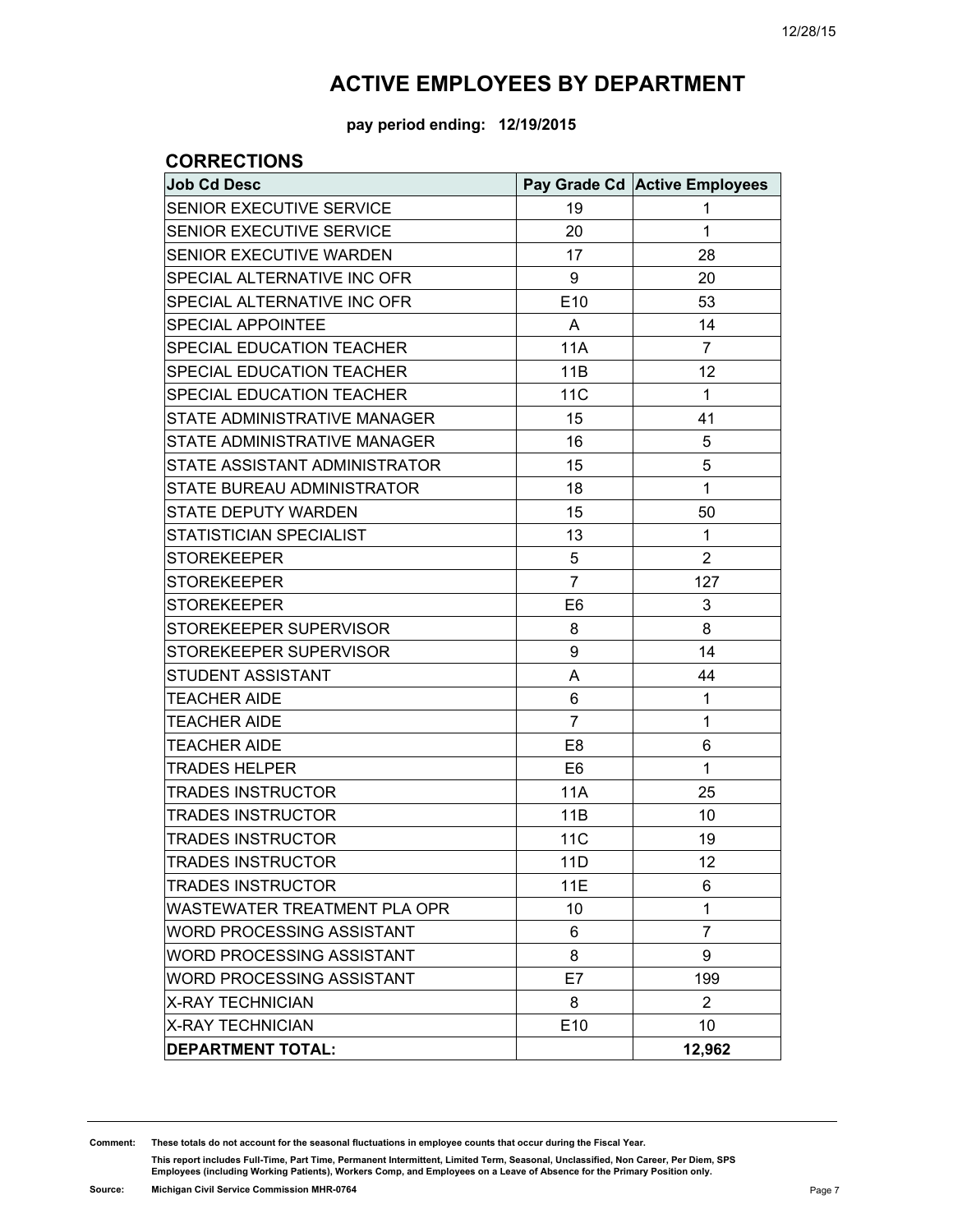# ACTIVE EMPLOYEES BY DEPARTMENT

**pay period ending: 12/19/2015**

## CORRECTIONS

| Job Cd Desc | Pay Grade Cd | Active Employees |
|---|---|---|
| SENIOR EXECUTIVE SERVICE | 19 | 1 |
| SENIOR EXECUTIVE SERVICE | 20 | 1 |
| SENIOR EXECUTIVE WARDEN | 17 | 28 |
| SPECIAL ALTERNATIVE INC OFR | 9 | 20 |
| SPECIAL ALTERNATIVE INC OFR | E10 | 53 |
| SPECIAL APPOINTEE | A | 14 |
| SPECIAL EDUCATION TEACHER | 11A | 7 |
| SPECIAL EDUCATION TEACHER | 11B | 12 |
| SPECIAL EDUCATION TEACHER | 11C | 1 |
| STATE ADMINISTRATIVE MANAGER | 15 | 41 |
| STATE ADMINISTRATIVE MANAGER | 16 | 5 |
| STATE ASSISTANT ADMINISTRATOR | 15 | 5 |
| STATE BUREAU ADMINISTRATOR | 18 | 1 |
| STATE DEPUTY WARDEN | 15 | 50 |
| STATISTICIAN SPECIALIST | 13 | 1 |
| STOREKEEPER | 5 | 2 |
| STOREKEEPER | 7 | 127 |
| STOREKEEPER | E6 | 3 |
| STOREKEEPER SUPERVISOR | 8 | 8 |
| STOREKEEPER SUPERVISOR | 9 | 14 |
| STUDENT ASSISTANT | A | 44 |
| TEACHER AIDE | 6 | 1 |
| TEACHER AIDE | 7 | 1 |
| TEACHER AIDE | E8 | 6 |
| TRADES HELPER | E6 | 1 |
| TRADES INSTRUCTOR | 11A | 25 |
| TRADES INSTRUCTOR | 11B | 10 |
| TRADES INSTRUCTOR | 11C | 19 |
| TRADES INSTRUCTOR | 11D | 12 |
| TRADES INSTRUCTOR | 11E | 6 |
| WASTEWATER TREATMENT PLA OPR | 10 | 1 |
| WORD PROCESSING ASSISTANT | 6 | 7 |
| WORD PROCESSING ASSISTANT | 8 | 9 |
| WORD PROCESSING ASSISTANT | E7 | 199 |
| X-RAY TECHNICIAN | 8 | 2 |
| X-RAY TECHNICIAN | E10 | 10 |
| **DEPARTMENT TOTAL:** | | **12,962** |

**Comment:** These totals do not account for the seasonal fluctuations in employee counts that occur during the Fiscal Year.

This report includes Full-Time, Part Time, Permanent Intermittent, Limited Term, Seasonal, Unclassified, Non Career, Per Diem, SPS Employees (including Working Patients), Workers Comp, and Employees on a Leave of Absence for the Primary Position only.

**Source:** Michigan Civil Service Commission MHR-0764